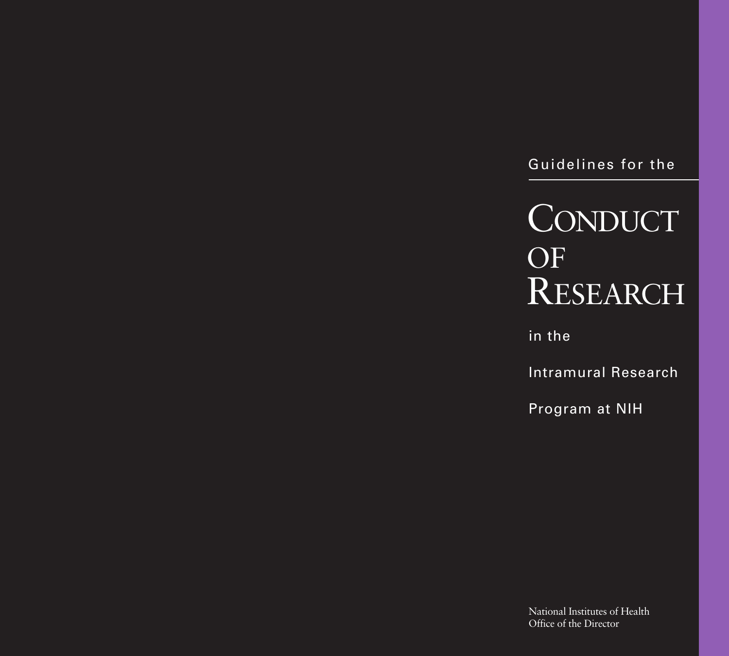Guidelines for the

# Conduct of Research

in the

Intramural Research

Program at NIH

National Institutes of Health
Office of the Director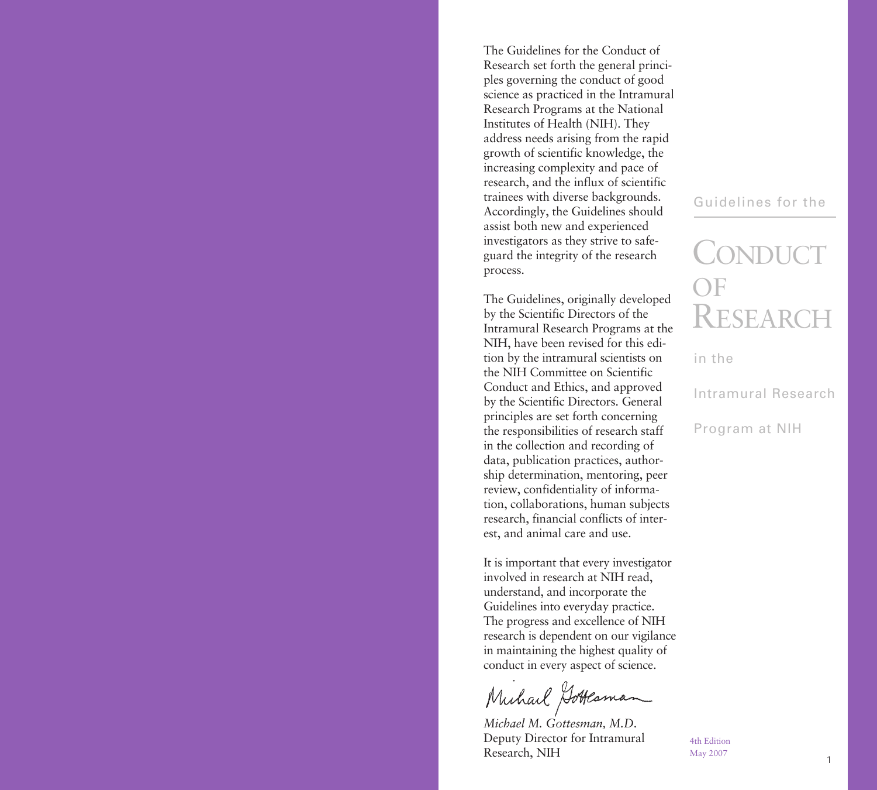# Guidelines for the Conduct of Research in the Intramural Research Program at NIH

The Guidelines for the Conduct of Research set forth the general principles governing the conduct of good science as practiced in the Intramural Research Programs at the National Institutes of Health (NIH). They address needs arising from the rapid growth of scientific knowledge, the increasing complexity and pace of research, and the influx of scientific trainees with diverse backgrounds. Accordingly, the Guidelines should assist both new and experienced investigators as they strive to safeguard the integrity of the research process.

The Guidelines, originally developed by the Scientific Directors of the Intramural Research Programs at the NIH, have been revised for this edition by the intramural scientists on the NIH Committee on Scientific Conduct and Ethics, and approved by the Scientific Directors. General principles are set forth concerning the responsibilities of research staff in the collection and recording of data, publication practices, authorship determination, mentoring, peer review, confidentiality of information, collaborations, human subjects research, financial conflicts of interest, and animal care and use.

It is important that every investigator involved in research at NIH read, understand, and incorporate the Guidelines into everyday practice. The progress and excellence of NIH research is dependent on our vigilance in maintaining the highest quality of conduct in every aspect of science.

*Michael M. Gottesman, M.D.*
Deputy Director for Intramural Research, NIH

4th Edition
May 2007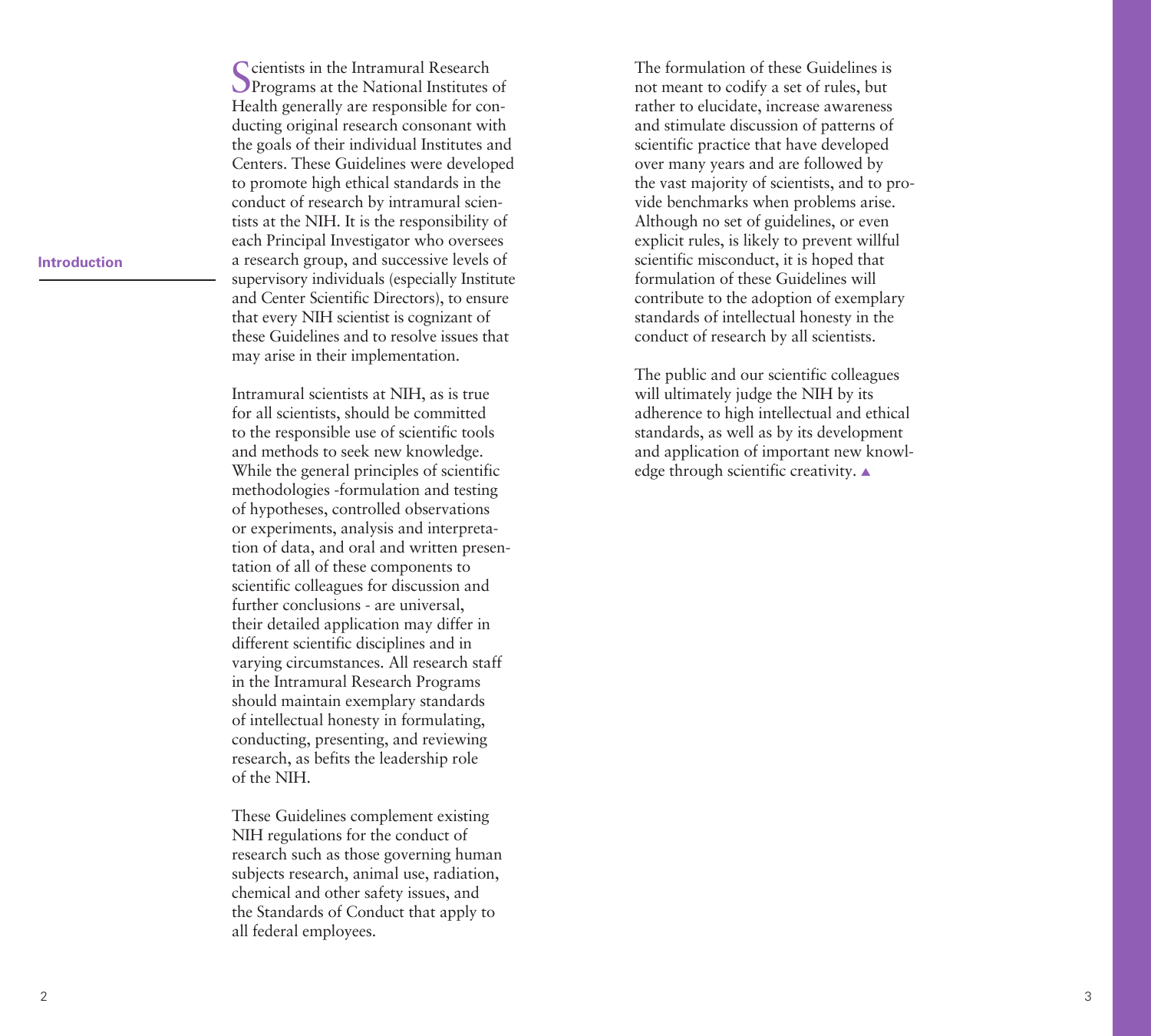## Introduction

Scientists in the Intramural Research Programs at the National Institutes of Health generally are responsible for conducting original research consonant with the goals of their individual Institutes and Centers. These Guidelines were developed to promote high ethical standards in the conduct of research by intramural scientists at the NIH. It is the responsibility of each Principal Investigator who oversees a research group, and successive levels of supervisory individuals (especially Institute and Center Scientific Directors), to ensure that every NIH scientist is cognizant of these Guidelines and to resolve issues that may arise in their implementation.

Intramural scientists at NIH, as is true for all scientists, should be committed to the responsible use of scientific tools and methods to seek new knowledge. While the general principles of scientific methodologies -formulation and testing of hypotheses, controlled observations or experiments, analysis and interpretation of data, and oral and written presentation of all of these components to scientific colleagues for discussion and further conclusions - are universal, their detailed application may differ in different scientific disciplines and in varying circumstances. All research staff in the Intramural Research Programs should maintain exemplary standards of intellectual honesty in formulating, conducting, presenting, and reviewing research, as befits the leadership role of the NIH.

These Guidelines complement existing NIH regulations for the conduct of research such as those governing human subjects research, animal use, radiation, chemical and other safety issues, and the Standards of Conduct that apply to all federal employees.

The formulation of these Guidelines is not meant to codify a set of rules, but rather to elucidate, increase awareness and stimulate discussion of patterns of scientific practice that have developed over many years and are followed by the vast majority of scientists, and to provide benchmarks when problems arise. Although no set of guidelines, or even explicit rules, is likely to prevent willful scientific misconduct, it is hoped that formulation of these Guidelines will contribute to the adoption of exemplary standards of intellectual honesty in the conduct of research by all scientists.

The public and our scientific colleagues will ultimately judge the NIH by its adherence to high intellectual and ethical standards, as well as by its development and application of important new knowledge through scientific creativity. ▲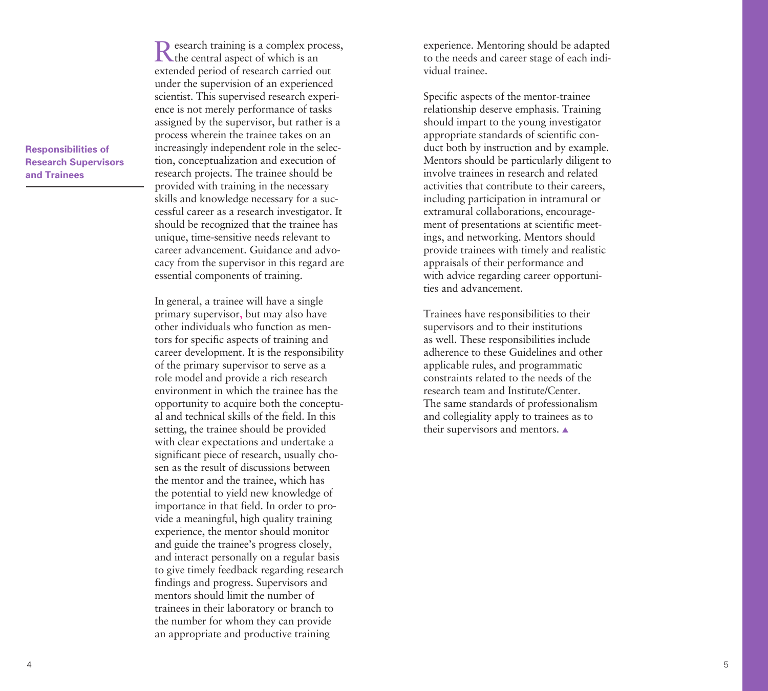## Responsibilities of Research Supervisors and Trainees

Research training is a complex process, the central aspect of which is an extended period of research carried out under the supervision of an experienced scientist. This supervised research experience is not merely performance of tasks assigned by the supervisor, but rather is a process wherein the trainee takes on an increasingly independent role in the selection, conceptualization and execution of research projects. The trainee should be provided with training in the necessary skills and knowledge necessary for a successful career as a research investigator. It should be recognized that the trainee has unique, time-sensitive needs relevant to career advancement. Guidance and advocacy from the supervisor in this regard are essential components of training.

In general, a trainee will have a single primary supervisor, but may also have other individuals who function as mentors for specific aspects of training and career development. It is the responsibility of the primary supervisor to serve as a role model and provide a rich research environment in which the trainee has the opportunity to acquire both the conceptual and technical skills of the field. In this setting, the trainee should be provided with clear expectations and undertake a significant piece of research, usually chosen as the result of discussions between the mentor and the trainee, which has the potential to yield new knowledge of importance in that field. In order to provide a meaningful, high quality training experience, the mentor should monitor and guide the trainee's progress closely, and interact personally on a regular basis to give timely feedback regarding research findings and progress. Supervisors and mentors should limit the number of trainees in their laboratory or branch to the number for whom they can provide an appropriate and productive training experience. Mentoring should be adapted to the needs and career stage of each individual trainee.

Specific aspects of the mentor-trainee relationship deserve emphasis. Training should impart to the young investigator appropriate standards of scientific conduct both by instruction and by example. Mentors should be particularly diligent to involve trainees in research and related activities that contribute to their careers, including participation in intramural or extramural collaborations, encouragement of presentations at scientific meetings, and networking. Mentors should provide trainees with timely and realistic appraisals of their performance and with advice regarding career opportunities and advancement.

Trainees have responsibilities to their supervisors and to their institutions as well. These responsibilities include adherence to these Guidelines and other applicable rules, and programmatic constraints related to the needs of the research team and Institute/Center. The same standards of professionalism and collegiality apply to trainees as to their supervisors and mentors. ▲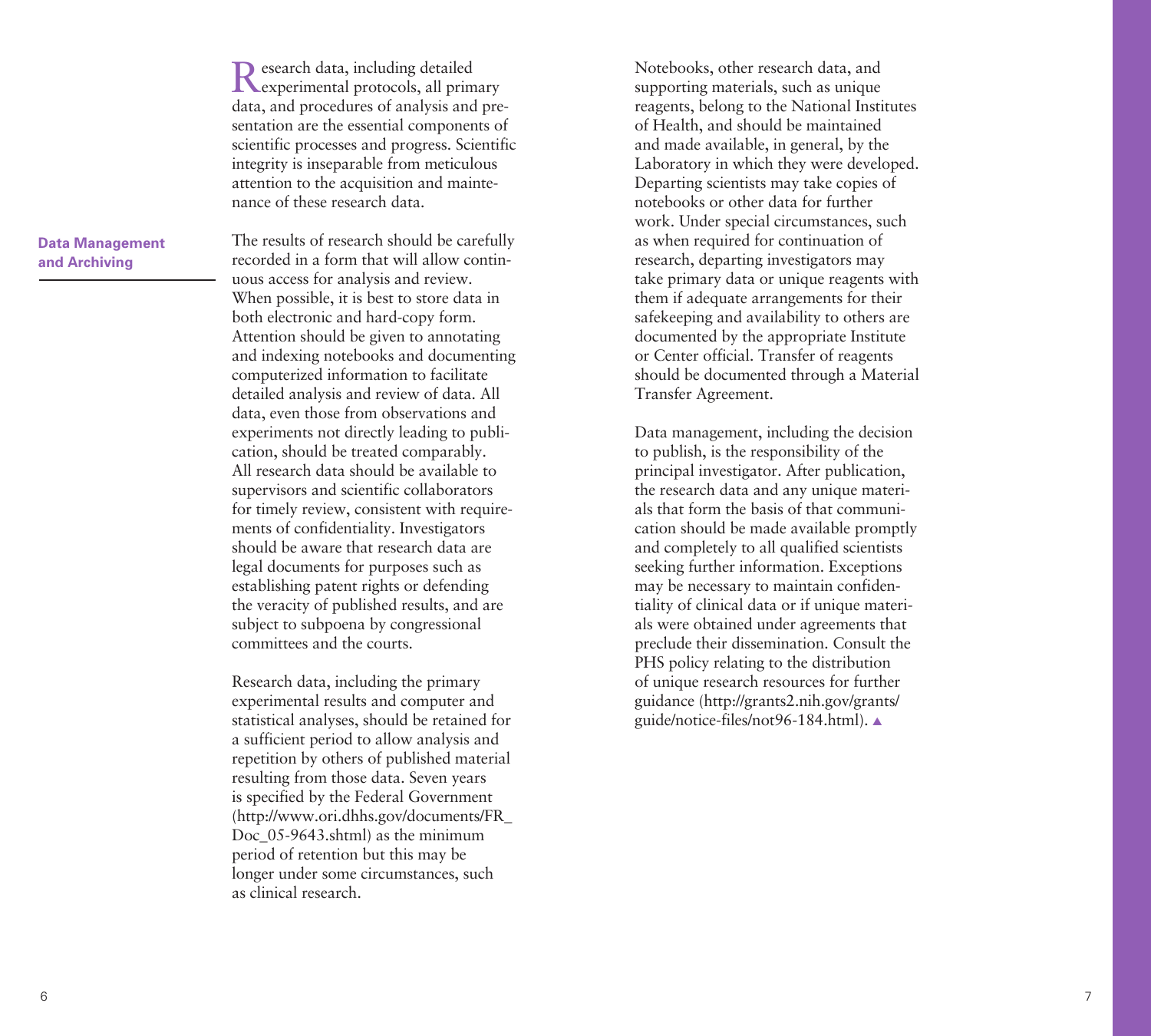Research data, including detailed experimental protocols, all primary data, and procedures of analysis and presentation are the essential components of scientific processes and progress. Scientific integrity is inseparable from meticulous attention to the acquisition and maintenance of these research data.

## Data Management and Archiving

The results of research should be carefully recorded in a form that will allow continuous access for analysis and review. When possible, it is best to store data in both electronic and hard-copy form. Attention should be given to annotating and indexing notebooks and documenting computerized information to facilitate detailed analysis and review of data. All data, even those from observations and experiments not directly leading to publication, should be treated comparably. All research data should be available to supervisors and scientific collaborators for timely review, consistent with requirements of confidentiality. Investigators should be aware that research data are legal documents for purposes such as establishing patent rights or defending the veracity of published results, and are subject to subpoena by congressional committees and the courts.

Research data, including the primary experimental results and computer and statistical analyses, should be retained for a sufficient period to allow analysis and repetition by others of published material resulting from those data. Seven years is specified by the Federal Government (http://www.ori.dhhs.gov/documents/FR_Doc_05-9643.shtml) as the minimum period of retention but this may be longer under some circumstances, such as clinical research.

Notebooks, other research data, and supporting materials, such as unique reagents, belong to the National Institutes of Health, and should be maintained and made available, in general, by the Laboratory in which they were developed. Departing scientists may take copies of notebooks or other data for further work. Under special circumstances, such as when required for continuation of research, departing investigators may take primary data or unique reagents with them if adequate arrangements for their safekeeping and availability to others are documented by the appropriate Institute or Center official. Transfer of reagents should be documented through a Material Transfer Agreement.

Data management, including the decision to publish, is the responsibility of the principal investigator. After publication, the research data and any unique materials that form the basis of that communication should be made available promptly and completely to all qualified scientists seeking further information. Exceptions may be necessary to maintain confidentiality of clinical data or if unique materials were obtained under agreements that preclude their dissemination. Consult the PHS policy relating to the distribution of unique research resources for further guidance (http://grants2.nih.gov/grants/guide/notice-files/not96-184.html). ▲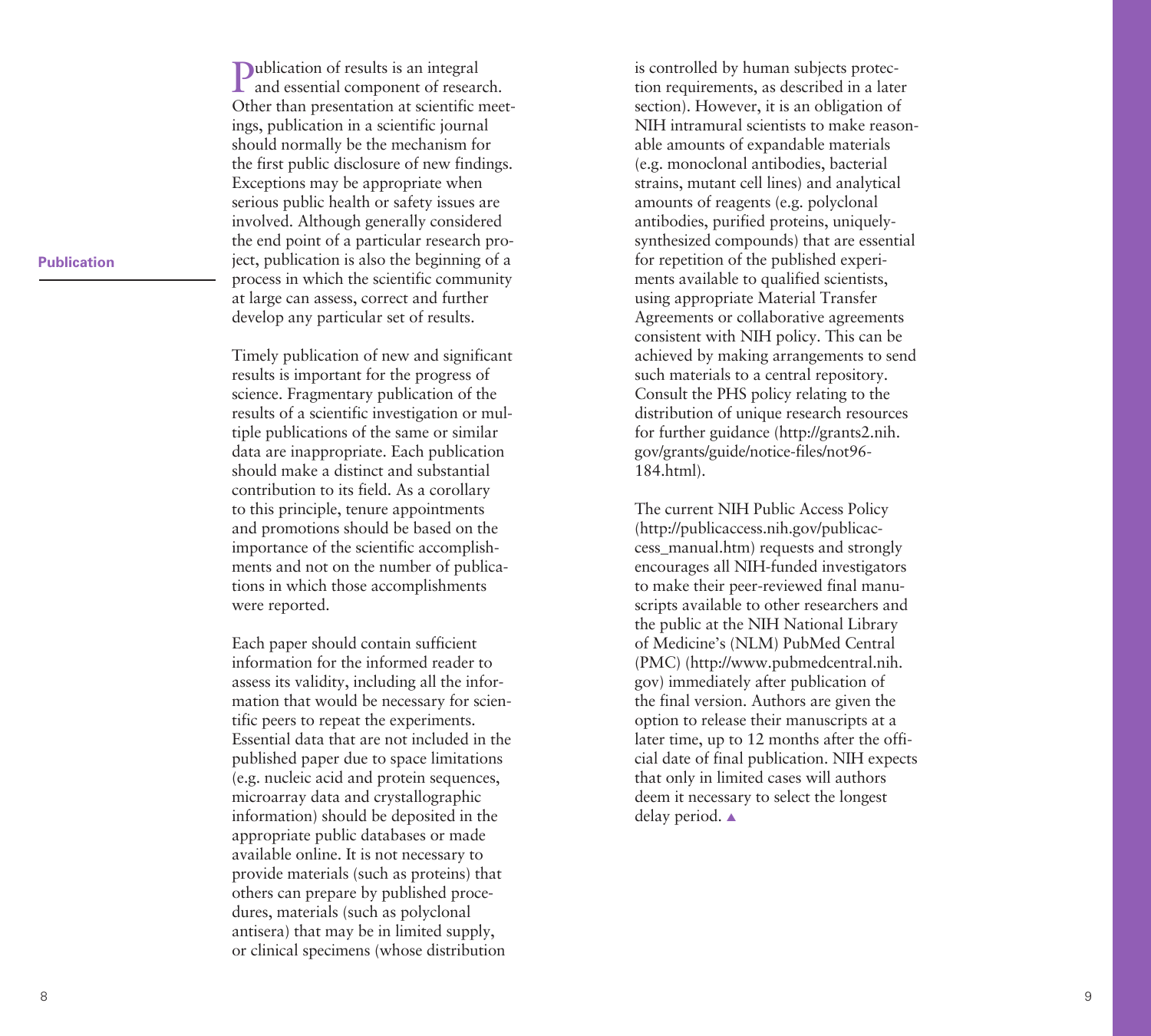## Publication

Publication of results is an integral and essential component of research. Other than presentation at scientific meetings, publication in a scientific journal should normally be the mechanism for the first public disclosure of new findings. Exceptions may be appropriate when serious public health or safety issues are involved. Although generally considered the end point of a particular research project, publication is also the beginning of a process in which the scientific community at large can assess, correct and further develop any particular set of results.

Timely publication of new and significant results is important for the progress of science. Fragmentary publication of the results of a scientific investigation or multiple publications of the same or similar data are inappropriate. Each publication should make a distinct and substantial contribution to its field. As a corollary to this principle, tenure appointments and promotions should be based on the importance of the scientific accomplishments and not on the number of publications in which those accomplishments were reported.

Each paper should contain sufficient information for the informed reader to assess its validity, including all the information that would be necessary for scientific peers to repeat the experiments. Essential data that are not included in the published paper due to space limitations (e.g. nucleic acid and protein sequences, microarray data and crystallographic information) should be deposited in the appropriate public databases or made available online. It is not necessary to provide materials (such as proteins) that others can prepare by published procedures, materials (such as polyclonal antisera) that may be in limited supply, or clinical specimens (whose distribution is controlled by human subjects protection requirements, as described in a later section). However, it is an obligation of NIH intramural scientists to make reasonable amounts of expandable materials (e.g. monoclonal antibodies, bacterial strains, mutant cell lines) and analytical amounts of reagents (e.g. polyclonal antibodies, purified proteins, uniquely-synthesized compounds) that are essential for repetition of the published experiments available to qualified scientists, using appropriate Material Transfer Agreements or collaborative agreements consistent with NIH policy. This can be achieved by making arrangements to send such materials to a central repository. Consult the PHS policy relating to the distribution of unique research resources for further guidance (http://grants2.nih.gov/grants/guide/notice-files/not96-184.html).

The current NIH Public Access Policy (http://publicaccess.nih.gov/publicaccess_manual.htm) requests and strongly encourages all NIH-funded investigators to make their peer-reviewed final manuscripts available to other researchers and the public at the NIH National Library of Medicine's (NLM) PubMed Central (PMC) (http://www.pubmedcentral.nih.gov) immediately after publication of the final version. Authors are given the option to release their manuscripts at a later time, up to 12 months after the official date of final publication. NIH expects that only in limited cases will authors deem it necessary to select the longest delay period. ▲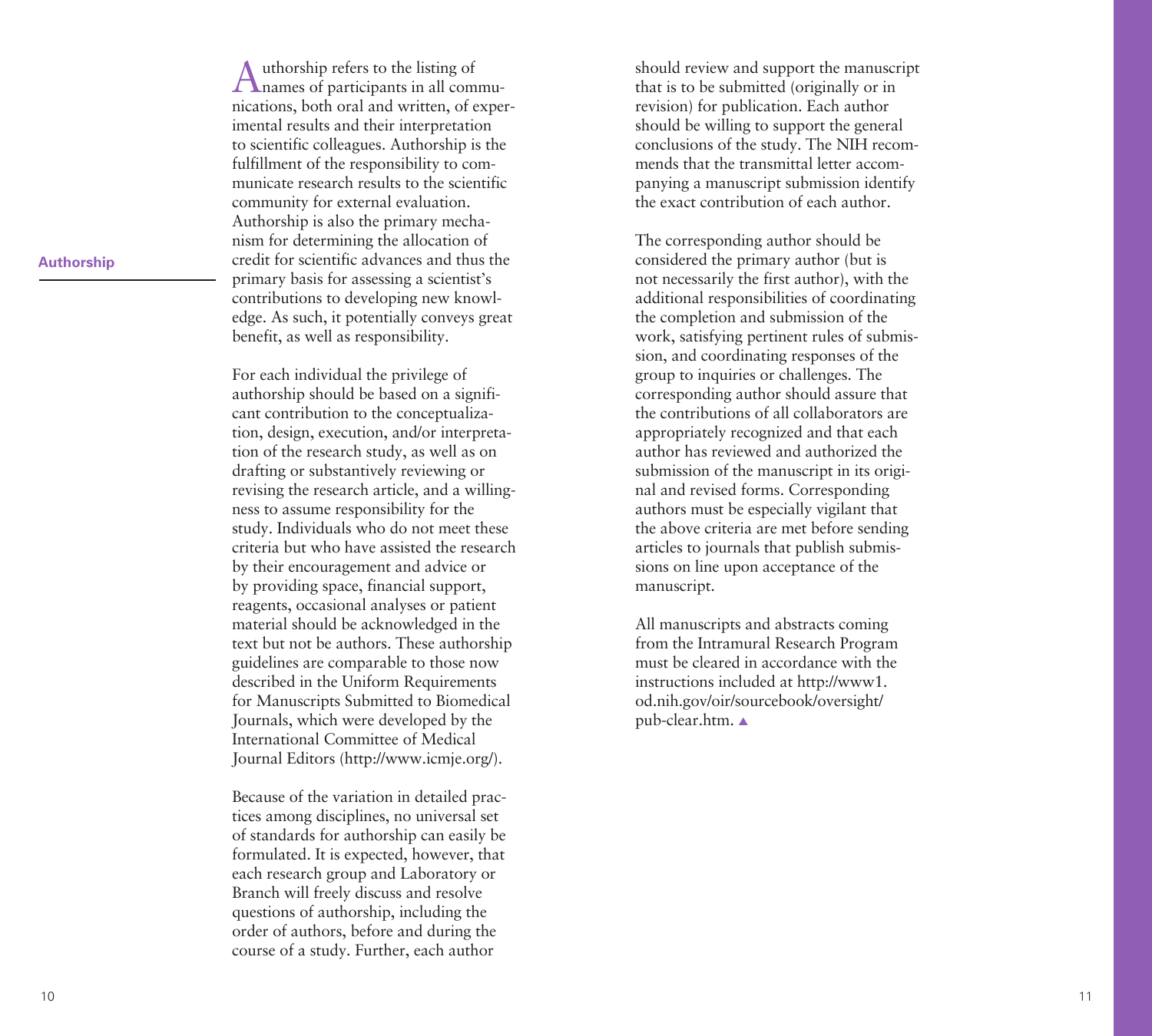## Authorship

Authorship refers to the listing of names of participants in all communications, both oral and written, of experimental results and their interpretation to scientific colleagues. Authorship is the fulfillment of the responsibility to communicate research results to the scientific community for external evaluation. Authorship is also the primary mechanism for determining the allocation of credit for scientific advances and thus the primary basis for assessing a scientist's contributions to developing new knowledge. As such, it potentially conveys great benefit, as well as responsibility.

For each individual the privilege of authorship should be based on a significant contribution to the conceptualization, design, execution, and/or interpretation of the research study, as well as on drafting or substantively reviewing or revising the research article, and a willingness to assume responsibility for the study. Individuals who do not meet these criteria but who have assisted the research by their encouragement and advice or by providing space, financial support, reagents, occasional analyses or patient material should be acknowledged in the text but not be authors. These authorship guidelines are comparable to those now described in the Uniform Requirements for Manuscripts Submitted to Biomedical Journals, which were developed by the International Committee of Medical Journal Editors (http://www.icmje.org/).

Because of the variation in detailed practices among disciplines, no universal set of standards for authorship can easily be formulated. It is expected, however, that each research group and Laboratory or Branch will freely discuss and resolve questions of authorship, including the order of authors, before and during the course of a study. Further, each author should review and support the manuscript that is to be submitted (originally or in revision) for publication. Each author should be willing to support the general conclusions of the study. The NIH recommends that the transmittal letter accompanying a manuscript submission identify the exact contribution of each author.

The corresponding author should be considered the primary author (but is not necessarily the first author), with the additional responsibilities of coordinating the completion and submission of the work, satisfying pertinent rules of submission, and coordinating responses of the group to inquiries or challenges. The corresponding author should assure that the contributions of all collaborators are appropriately recognized and that each author has reviewed and authorized the submission of the manuscript in its original and revised forms. Corresponding authors must be especially vigilant that the above criteria are met before sending articles to journals that publish submissions on line upon acceptance of the manuscript.

All manuscripts and abstracts coming from the Intramural Research Program must be cleared in accordance with the instructions included at http://www1.od.nih.gov/oir/sourcebook/oversight/pub-clear.htm. ▲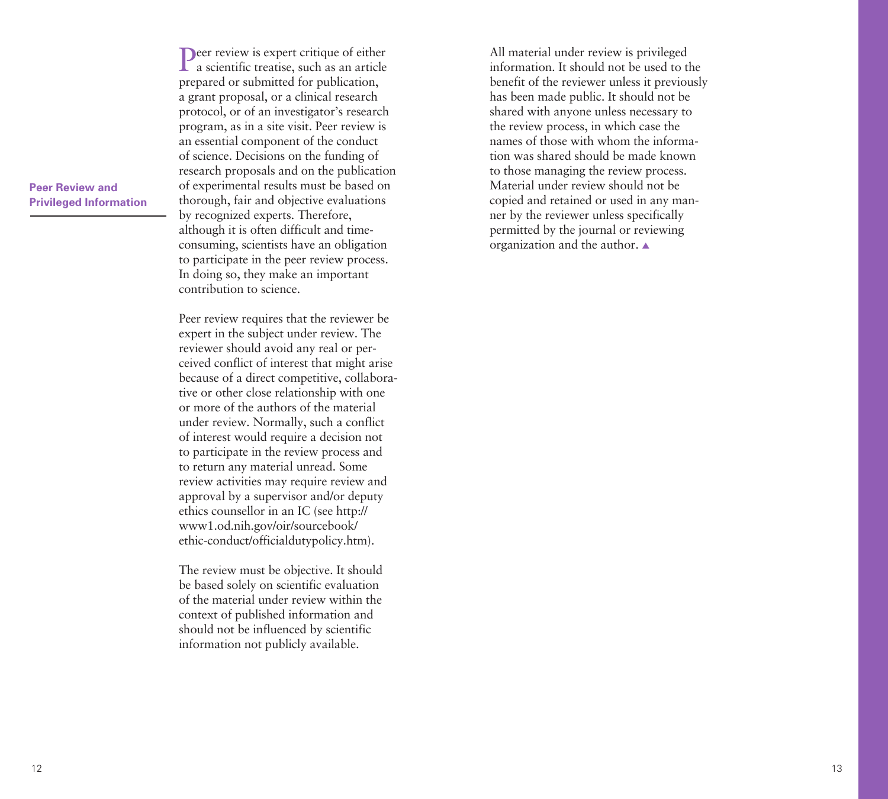## Peer Review and Privileged Information

Peer review is expert critique of either a scientific treatise, such as an article prepared or submitted for publication, a grant proposal, or a clinical research protocol, or of an investigator's research program, as in a site visit. Peer review is an essential component of the conduct of science. Decisions on the funding of research proposals and on the publication of experimental results must be based on thorough, fair and objective evaluations by recognized experts. Therefore, although it is often difficult and time-consuming, scientists have an obligation to participate in the peer review process. In doing so, they make an important contribution to science.

Peer review requires that the reviewer be expert in the subject under review. The reviewer should avoid any real or perceived conflict of interest that might arise because of a direct competitive, collaborative or other close relationship with one or more of the authors of the material under review. Normally, such a conflict of interest would require a decision not to participate in the review process and to return any material unread. Some review activities may require review and approval by a supervisor and/or deputy ethics counsellor in an IC (see http://www1.od.nih.gov/oir/sourcebook/ethic-conduct/officialdutypolicy.htm).

The review must be objective. It should be based solely on scientific evaluation of the material under review within the context of published information and should not be influenced by scientific information not publicly available.

All material under review is privileged information. It should not be used to the benefit of the reviewer unless it previously has been made public. It should not be shared with anyone unless necessary to the review process, in which case the names of those with whom the information was shared should be made known to those managing the review process. Material under review should not be copied and retained or used in any manner by the reviewer unless specifically permitted by the journal or reviewing organization and the author. ▲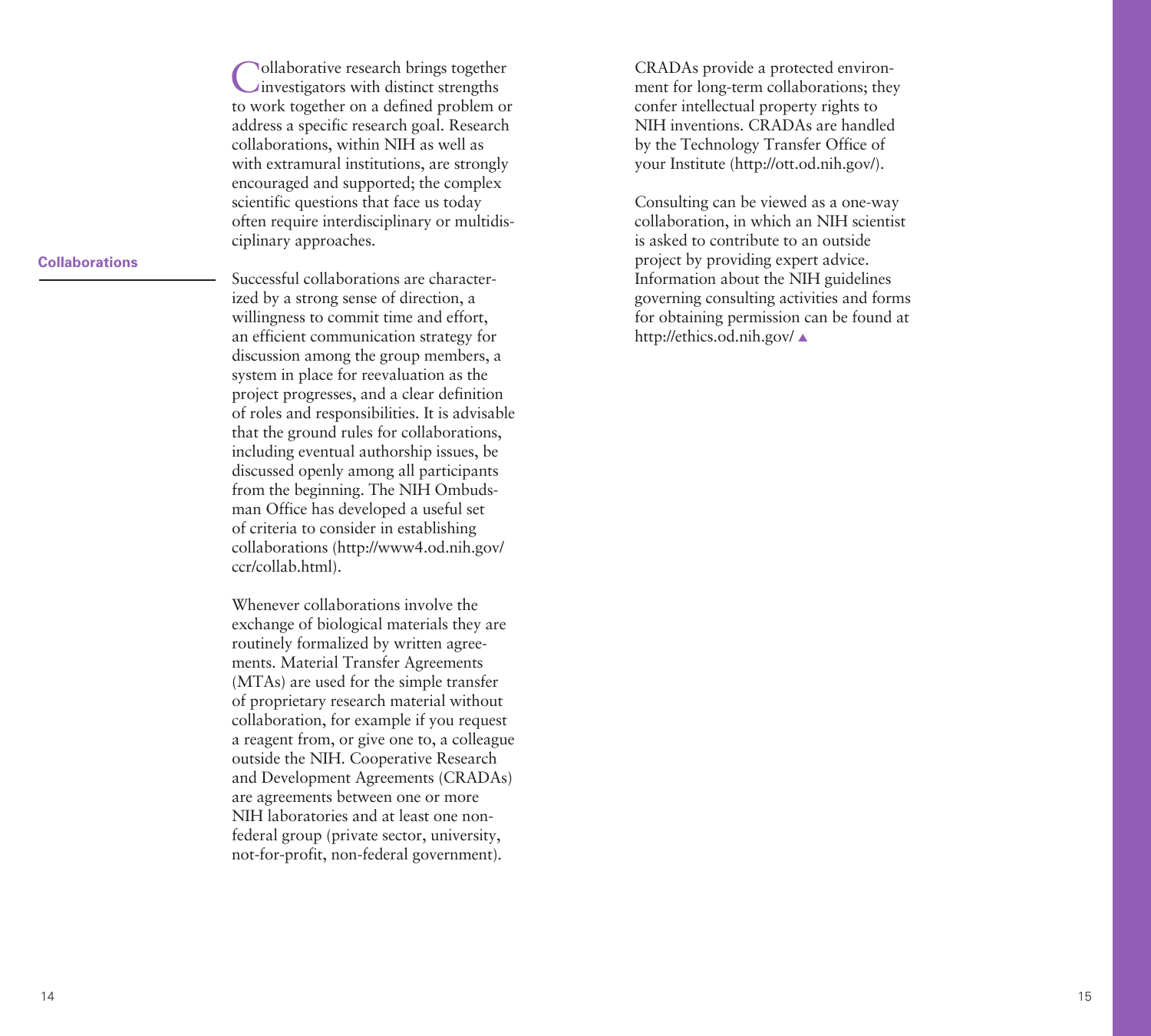## Collaborations

Collaborative research brings together investigators with distinct strengths to work together on a defined problem or address a specific research goal. Research collaborations, within NIH as well as with extramural institutions, are strongly encouraged and supported; the complex scientific questions that face us today often require interdisciplinary or multidisciplinary approaches.

Successful collaborations are characterized by a strong sense of direction, a willingness to commit time and effort, an efficient communication strategy for discussion among the group members, a system in place for reevaluation as the project progresses, and a clear definition of roles and responsibilities. It is advisable that the ground rules for collaborations, including eventual authorship issues, be discussed openly among all participants from the beginning. The NIH Ombudsman Office has developed a useful set of criteria to consider in establishing collaborations (http://www4.od.nih.gov/ccr/collab.html).

Whenever collaborations involve the exchange of biological materials they are routinely formalized by written agreements. Material Transfer Agreements (MTAs) are used for the simple transfer of proprietary research material without collaboration, for example if you request a reagent from, or give one to, a colleague outside the NIH. Cooperative Research and Development Agreements (CRADAs) are agreements between one or more NIH laboratories and at least one non-federal group (private sector, university, not-for-profit, non-federal government). CRADAs provide a protected environment for long-term collaborations; they confer intellectual property rights to NIH inventions. CRADAs are handled by the Technology Transfer Office of your Institute (http://ott.od.nih.gov/).

Consulting can be viewed as a one-way collaboration, in which an NIH scientist is asked to contribute to an outside project by providing expert advice. Information about the NIH guidelines governing consulting activities and forms for obtaining permission can be found at http://ethics.od.nih.gov/ ▲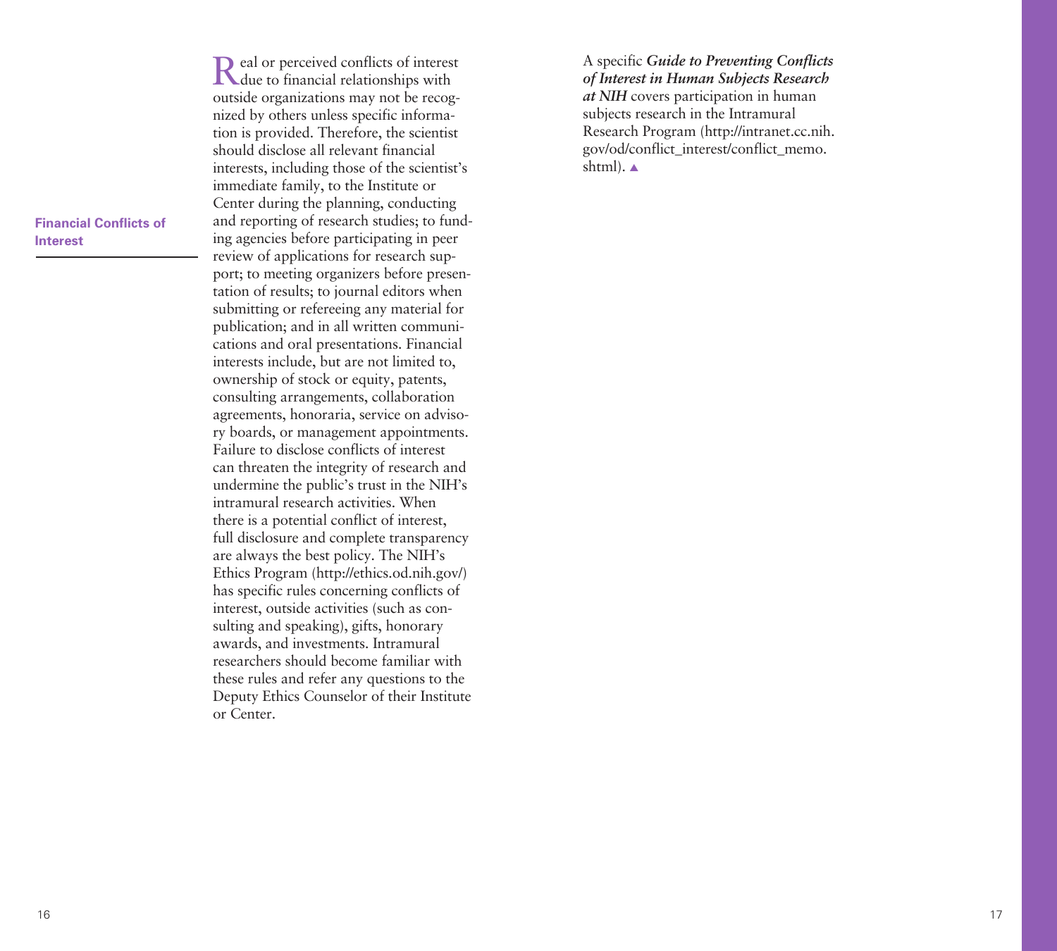## Financial Conflicts of Interest

Real or perceived conflicts of interest due to financial relationships with outside organizations may not be recognized by others unless specific information is provided. Therefore, the scientist should disclose all relevant financial interests, including those of the scientist's immediate family, to the Institute or Center during the planning, conducting and reporting of research studies; to funding agencies before participating in peer review of applications for research support; to meeting organizers before presentation of results; to journal editors when submitting or refereeing any material for publication; and in all written communications and oral presentations. Financial interests include, but are not limited to, ownership of stock or equity, patents, consulting arrangements, collaboration agreements, honoraria, service on advisory boards, or management appointments. Failure to disclose conflicts of interest can threaten the integrity of research and undermine the public's trust in the NIH's intramural research activities. When there is a potential conflict of interest, full disclosure and complete transparency are always the best policy. The NIH's Ethics Program (http://ethics.od.nih.gov/) has specific rules concerning conflicts of interest, outside activities (such as consulting and speaking), gifts, honorary awards, and investments. Intramural researchers should become familiar with these rules and refer any questions to the Deputy Ethics Counselor of their Institute or Center.

A specific ***Guide to Preventing Conflicts of Interest in Human Subjects Research at NIH*** covers participation in human subjects research in the Intramural Research Program (http://intranet.cc.nih.gov/od/conflict_interest/conflict_memo.shtml). ▲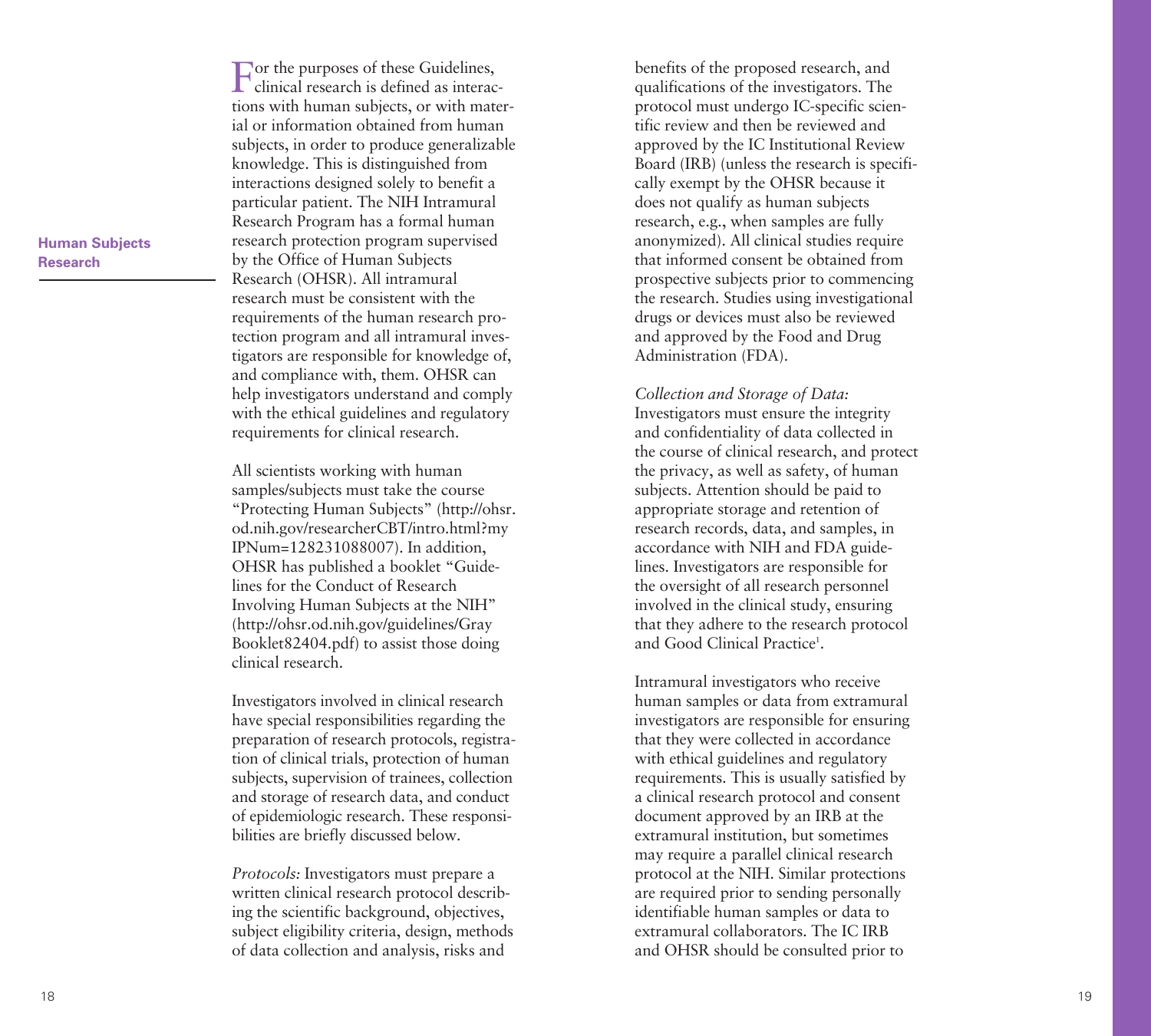## Human Subjects Research

For the purposes of these Guidelines, clinical research is defined as interactions with human subjects, or with material or information obtained from human subjects, in order to produce generalizable knowledge. This is distinguished from interactions designed solely to benefit a particular patient. The NIH Intramural Research Program has a formal human research protection program supervised by the Office of Human Subjects Research (OHSR). All intramural research must be consistent with the requirements of the human research protection program and all intramural investigators are responsible for knowledge of, and compliance with, them. OHSR can help investigators understand and comply with the ethical guidelines and regulatory requirements for clinical research.

All scientists working with human samples/subjects must take the course "Protecting Human Subjects" (http://ohsr.od.nih.gov/researcherCBT/intro.html?myIPNum=128231088007). In addition, OHSR has published a booklet "Guidelines for the Conduct of Research Involving Human Subjects at the NIH" (http://ohsr.od.nih.gov/guidelines/GrayBooklet82404.pdf) to assist those doing clinical research.

Investigators involved in clinical research have special responsibilities regarding the preparation of research protocols, registration of clinical trials, protection of human subjects, supervision of trainees, collection and storage of research data, and conduct of epidemiologic research. These responsibilities are briefly discussed below.

*Protocols:* Investigators must prepare a written clinical research protocol describing the scientific background, objectives, subject eligibility criteria, design, methods of data collection and analysis, risks and benefits of the proposed research, and qualifications of the investigators. The protocol must undergo IC-specific scientific review and then be reviewed and approved by the IC Institutional Review Board (IRB) (unless the research is specifically exempt by the OHSR because it does not qualify as human subjects research, e.g., when samples are fully anonymized). All clinical studies require that informed consent be obtained from prospective subjects prior to commencing the research. Studies using investigational drugs or devices must also be reviewed and approved by the Food and Drug Administration (FDA).

*Collection and Storage of Data:* Investigators must ensure the integrity and confidentiality of data collected in the course of clinical research, and protect the privacy, as well as safety, of human subjects. Attention should be paid to appropriate storage and retention of research records, data, and samples, in accordance with NIH and FDA guidelines. Investigators are responsible for the oversight of all research personnel involved in the clinical study, ensuring that they adhere to the research protocol and Good Clinical Practice[1].

Intramural investigators who receive human samples or data from extramural investigators are responsible for ensuring that they were collected in accordance with ethical guidelines and regulatory requirements. This is usually satisfied by a clinical research protocol and consent document approved by an IRB at the extramural institution, but sometimes may require a parallel clinical research protocol at the NIH. Similar protections are required prior to sending personally identifiable human samples or data to extramural collaborators. The IC IRB and OHSR should be consulted prior to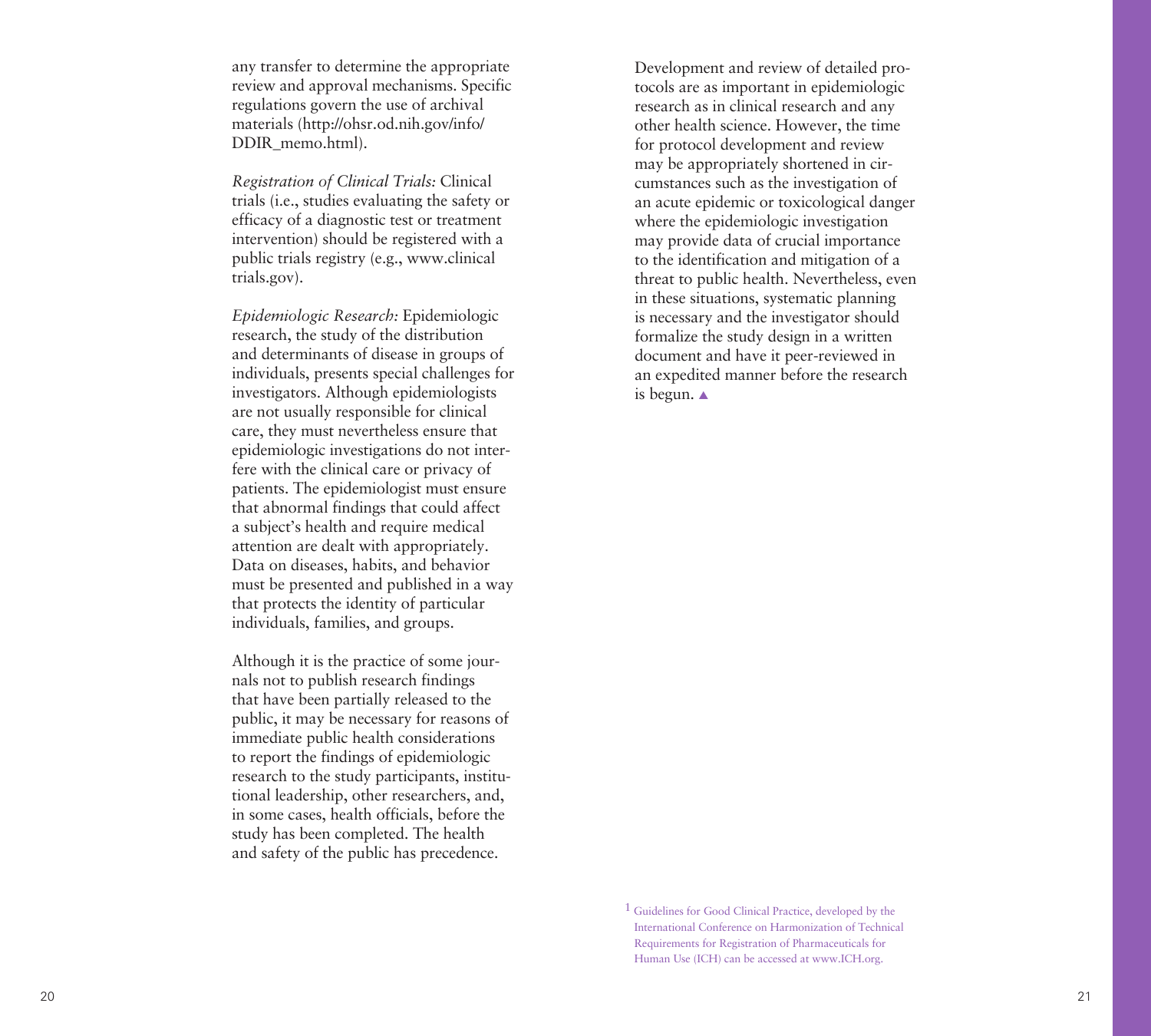any transfer to determine the appropriate review and approval mechanisms. Specific regulations govern the use of archival materials (http://ohsr.od.nih.gov/info/DDIR_memo.html).

*Registration of Clinical Trials:* Clinical trials (i.e., studies evaluating the safety or efficacy of a diagnostic test or treatment intervention) should be registered with a public trials registry (e.g., www.clinicaltrials.gov).

*Epidemiologic Research:* Epidemiologic research, the study of the distribution and determinants of disease in groups of individuals, presents special challenges for investigators. Although epidemiologists are not usually responsible for clinical care, they must nevertheless ensure that epidemiologic investigations do not interfere with the clinical care or privacy of patients. The epidemiologist must ensure that abnormal findings that could affect a subject's health and require medical attention are dealt with appropriately. Data on diseases, habits, and behavior must be presented and published in a way that protects the identity of particular individuals, families, and groups.

Although it is the practice of some journals not to publish research findings that have been partially released to the public, it may be necessary for reasons of immediate public health considerations to report the findings of epidemiologic research to the study participants, institutional leadership, other researchers, and, in some cases, health officials, before the study has been completed. The health and safety of the public has precedence.

Development and review of detailed protocols are as important in epidemiologic research as in clinical research and any other health science. However, the time for protocol development and review may be appropriately shortened in circumstances such as the investigation of an acute epidemic or toxicological danger where the epidemiologic investigation may provide data of crucial importance to the identification and mitigation of a threat to public health. Nevertheless, even in these situations, systematic planning is necessary and the investigator should formalize the study design in a written document and have it peer-reviewed in an expedited manner before the research is begun. ▲

[1] Guidelines for Good Clinical Practice, developed by the International Conference on Harmonization of Technical Requirements for Registration of Pharmaceuticals for Human Use (ICH) can be accessed at www.ICH.org.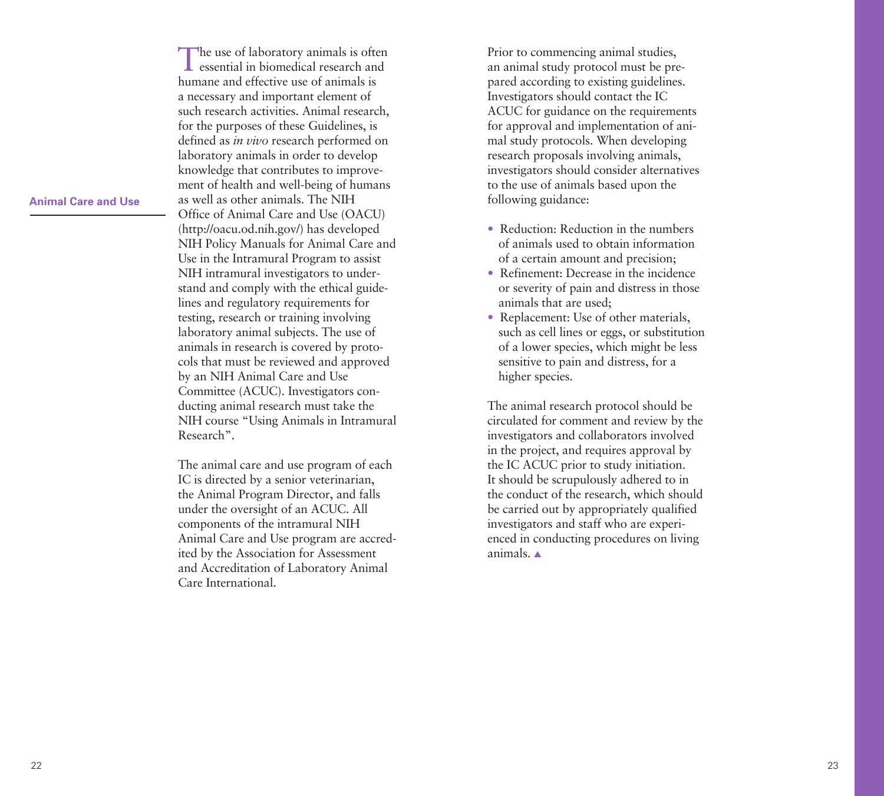## Animal Care and Use

The use of laboratory animals is often essential in biomedical research and humane and effective use of animals is a necessary and important element of such research activities. Animal research, for the purposes of these Guidelines, is defined as *in vivo* research performed on laboratory animals in order to develop knowledge that contributes to improvement of health and well-being of humans as well as other animals. The NIH Office of Animal Care and Use (OACU) (http://oacu.od.nih.gov/) has developed NIH Policy Manuals for Animal Care and Use in the Intramural Program to assist NIH intramural investigators to understand and comply with the ethical guidelines and regulatory requirements for testing, research or training involving laboratory animal subjects. The use of animals in research is covered by protocols that must be reviewed and approved by an NIH Animal Care and Use Committee (ACUC). Investigators conducting animal research must take the NIH course "Using Animals in Intramural Research".

The animal care and use program of each IC is directed by a senior veterinarian, the Animal Program Director, and falls under the oversight of an ACUC. All components of the intramural NIH Animal Care and Use program are accredited by the Association for Assessment and Accreditation of Laboratory Animal Care International.

Prior to commencing animal studies, an animal study protocol must be prepared according to existing guidelines. Investigators should contact the IC ACUC for guidance on the requirements for approval and implementation of animal study protocols. When developing research proposals involving animals, investigators should consider alternatives to the use of animals based upon the following guidance:

- Reduction: Reduction in the numbers of animals used to obtain information of a certain amount and precision;
- Refinement: Decrease in the incidence or severity of pain and distress in those animals that are used;
- Replacement: Use of other materials, such as cell lines or eggs, or substitution of a lower species, which might be less sensitive to pain and distress, for a higher species.

The animal research protocol should be circulated for comment and review by the investigators and collaborators involved in the project, and requires approval by the IC ACUC prior to study initiation. It should be scrupulously adhered to in the conduct of the research, which should be carried out by appropriately qualified investigators and staff who are experienced in conducting procedures on living animals. ▲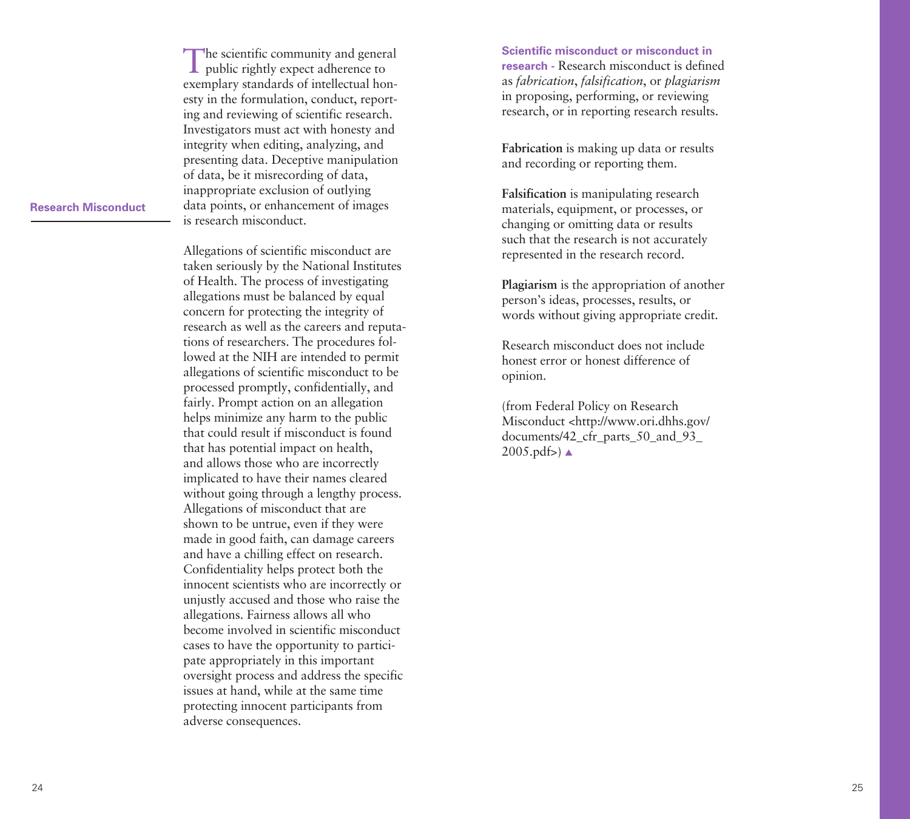## Research Misconduct

The scientific community and general public rightly expect adherence to exemplary standards of intellectual honesty in the formulation, conduct, reporting and reviewing of scientific research. Investigators must act with honesty and integrity when editing, analyzing, and presenting data. Deceptive manipulation of data, be it misrecording of data, inappropriate exclusion of outlying data points, or enhancement of images is research misconduct.

Allegations of scientific misconduct are taken seriously by the National Institutes of Health. The process of investigating allegations must be balanced by equal concern for protecting the integrity of research as well as the careers and reputations of researchers. The procedures followed at the NIH are intended to permit allegations of scientific misconduct to be processed promptly, confidentially, and fairly. Prompt action on an allegation helps minimize any harm to the public that could result if misconduct is found that has potential impact on health, and allows those who are incorrectly implicated to have their names cleared without going through a lengthy process. Allegations of misconduct that are shown to be untrue, even if they were made in good faith, can damage careers and have a chilling effect on research. Confidentiality helps protect both the innocent scientists who are incorrectly or unjustly accused and those who raise the allegations. Fairness allows all who become involved in scientific misconduct cases to have the opportunity to participate appropriately in this important oversight process and address the specific issues at hand, while at the same time protecting innocent participants from adverse consequences.

**Scientific misconduct or misconduct in research** - Research misconduct is defined as *fabrication*, *falsification*, or *plagiarism* in proposing, performing, or reviewing research, or in reporting research results.

**Fabrication** is making up data or results and recording or reporting them.

**Falsification** is manipulating research materials, equipment, or processes, or changing or omitting data or results such that the research is not accurately represented in the research record.

**Plagiarism** is the appropriation of another person's ideas, processes, results, or words without giving appropriate credit.

Research misconduct does not include honest error or honest difference of opinion.

(from Federal Policy on Research Misconduct <http://www.ori.dhhs.gov/documents/42_cfr_parts_50_and_93_2005.pdf>) ▲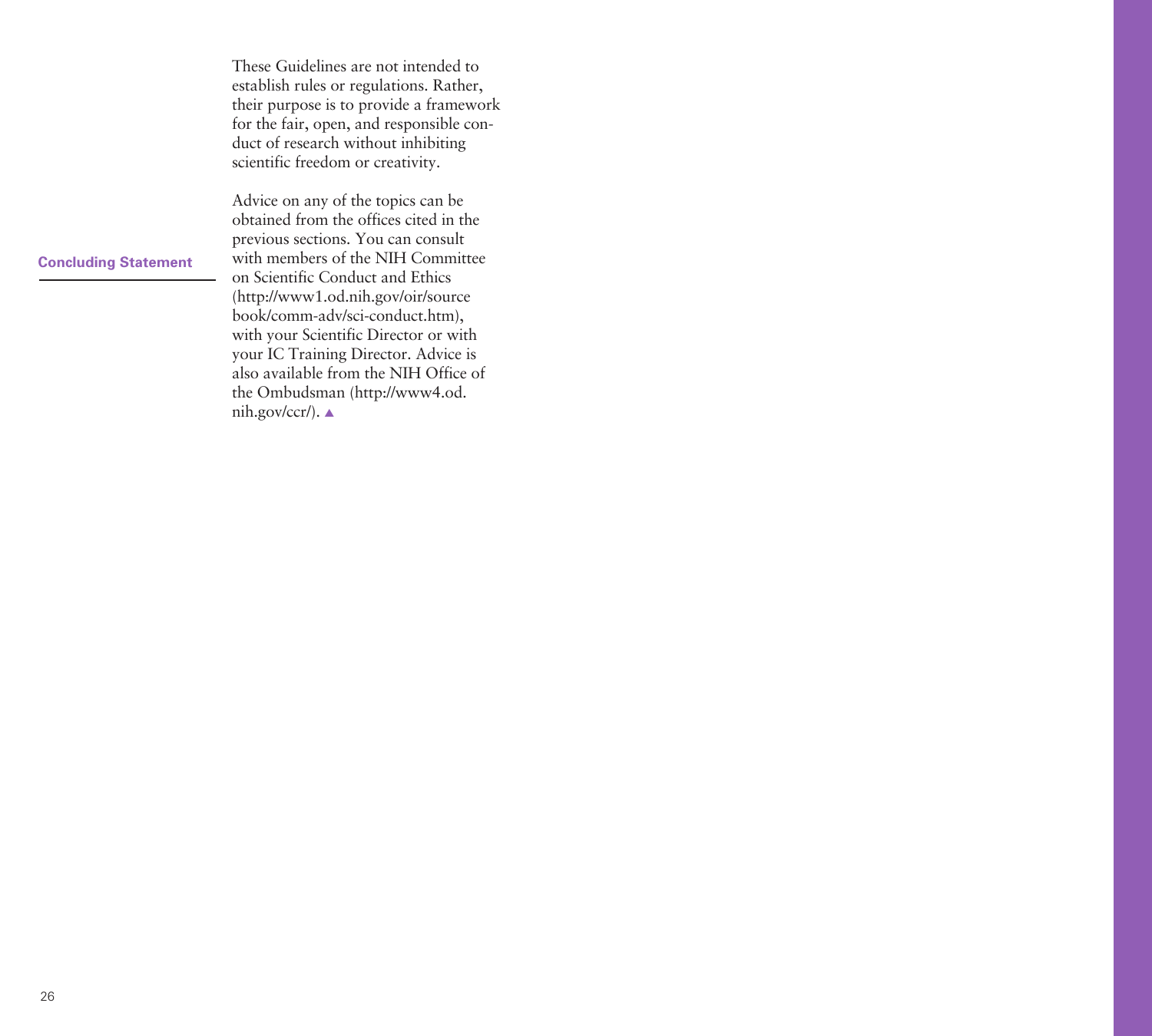## Concluding Statement

These Guidelines are not intended to establish rules or regulations. Rather, their purpose is to provide a framework for the fair, open, and responsible conduct of research without inhibiting scientific freedom or creativity.

Advice on any of the topics can be obtained from the offices cited in the previous sections. You can consult with members of the NIH Committee on Scientific Conduct and Ethics (http://www1.od.nih.gov/oir/sourcebook/comm-adv/sci-conduct.htm), with your Scientific Director or with your IC Training Director. Advice is also available from the NIH Office of the Ombudsman (http://www4.od.nih.gov/ccr/). ▲